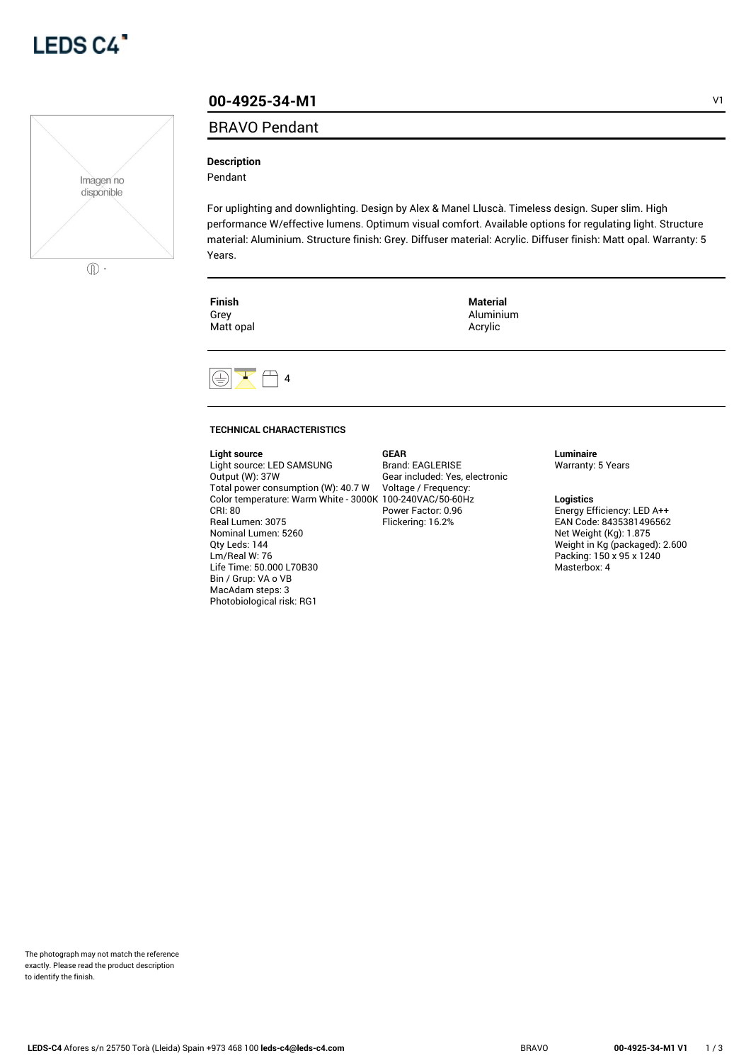LEDS C4

# 00-4925-34-M1

V1

## BRAVO Pendant

Imagen no disponible

-

**Description**

Pendant

For uplighting and downlighting. Design by Alex & Manel Lluscà. Timeless design. Super slim. High performance W/effective lumens. Optimum visual comfort. Available options for regulating light. Structure material: Aluminium. Structure finish: Grey. Diffuser material: Acrylic. Diffuser finish: Matt opal. Warranty: 5 Years.

| Finish | Material |
| --- | --- |
| Grey | Aluminium |
| Matt opal | Acrylic |

4

### TECHNICAL CHARACTERISTICS

**Light source**
Light source: LED SAMSUNG
Output (W): 37W
Total power consumption (W): 40.7 W
Color temperature: Warm White - 3000K
CRI: 80
Real Lumen: 3075
Nominal Lumen: 5260
Qty Leds: 144
Lm/Real W: 76
Life Time: 50.000 L70B30
Bin / Grup: VA o VB
MacAdam steps: 3
Photobiological risk: RG1

**GEAR**
Brand: EAGLERISE
Gear included: Yes, electronic
Voltage / Frequency: 100-240VAC/50-60Hz
Power Factor: 0.96
Flickering: 16.2%

**Luminaire**
Warranty: 5 Years

**Logistics**
Energy Efficiency: LED A++
EAN Code: 8435381496562
Net Weight (Kg): 1.875
Weight in Kg (packaged): 2.600
Packing: 150 x 95 x 1240
Masterbox: 4

The photograph may not match the reference exactly. Please read the product description to identify the finish.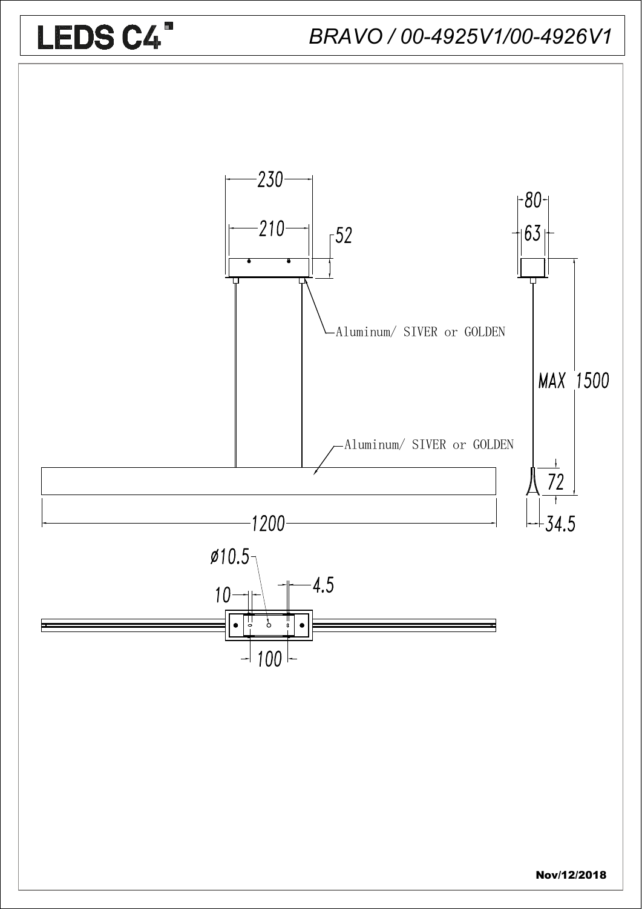# LEDS C4

*BRAVO / 00-4925V1/00-4926V1*

230

210

52

80

63

Aluminum/ SIVER or GOLDEN

MAX 1500

Aluminum/ SIVER or GOLDEN

72

1200

34.5

ø10.5

10

4.5

100

Nov/12/2018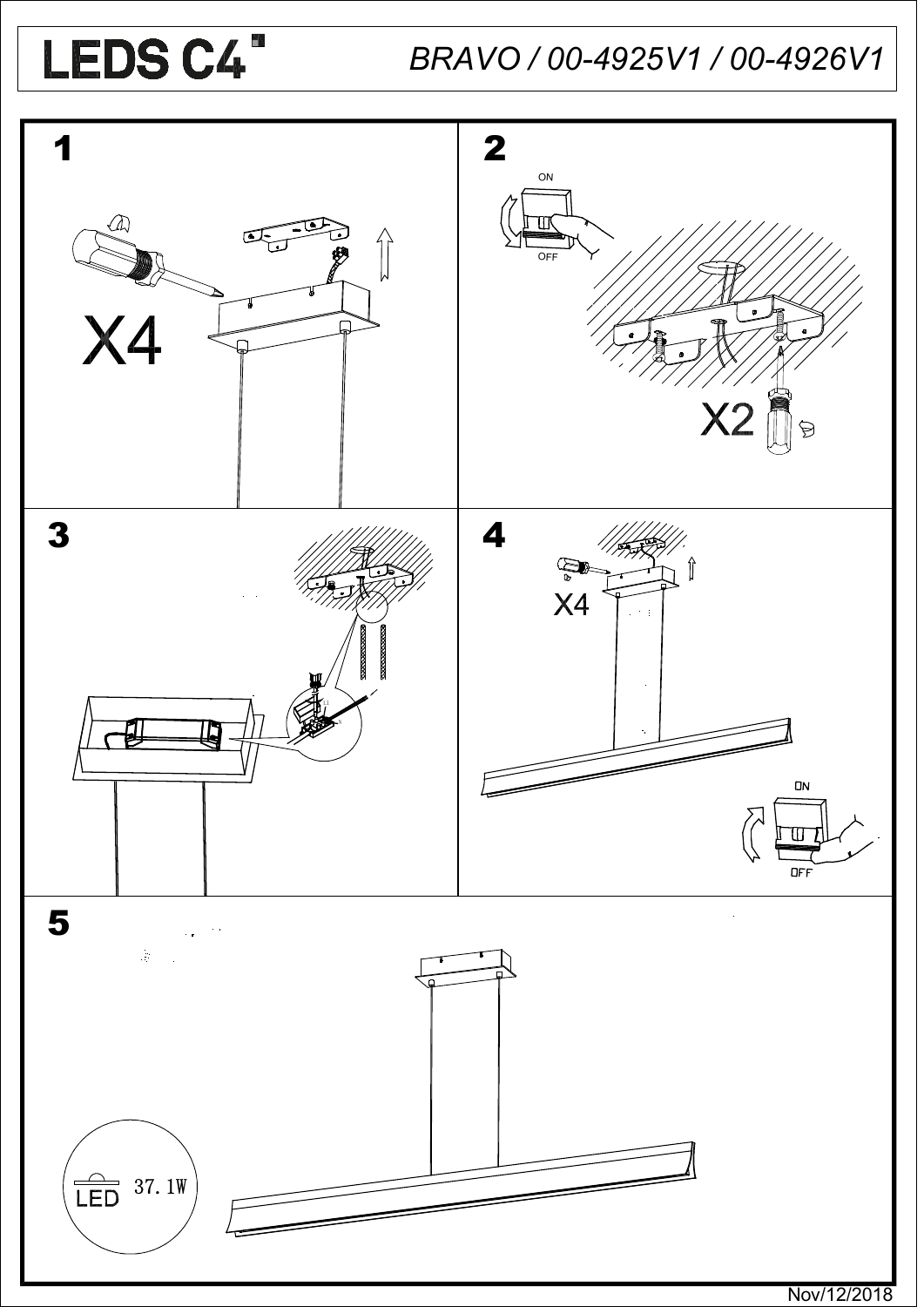# LEDS C4

*BRAVO / 00-4925V1 / 00-4926V1*

**1**

X4

**2**

ON

OFF

X2

**3**

**4**

X4

ON

OFF

**5**

LED 37.1W

Nov/12/2018